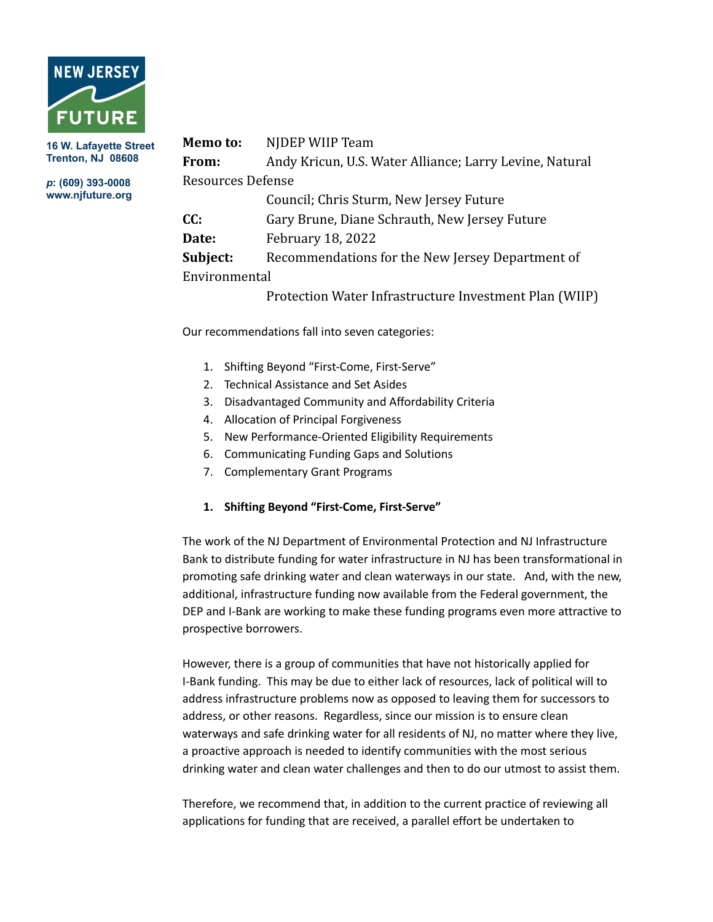NEW JERSEY FUTURE

16 W. Lafayette Street
Trenton, NJ 08608

p: (609) 393-0008
www.njfuture.org

**Memo to:** NJDEP WIIP Team
**From:** Andy Kricun, U.S. Water Alliance; Larry Levine, Natural Resources Defense Council; Chris Sturm, New Jersey Future
**CC:** Gary Brune, Diane Schrauth, New Jersey Future
**Date:** February 18, 2022
**Subject:** Recommendations for the New Jersey Department of Environmental Protection Water Infrastructure Investment Plan (WIIP)

Our recommendations fall into seven categories:

1. Shifting Beyond "First-Come, First-Serve"
2. Technical Assistance and Set Asides
3. Disadvantaged Community and Affordability Criteria
4. Allocation of Principal Forgiveness
5. New Performance-Oriented Eligibility Requirements
6. Communicating Funding Gaps and Solutions
7. Complementary Grant Programs

**1. Shifting Beyond "First-Come, First-Serve"**

The work of the NJ Department of Environmental Protection and NJ Infrastructure Bank to distribute funding for water infrastructure in NJ has been transformational in promoting safe drinking water and clean waterways in our state. And, with the new, additional, infrastructure funding now available from the Federal government, the DEP and I-Bank are working to make these funding programs even more attractive to prospective borrowers.

However, there is a group of communities that have not historically applied for I-Bank funding. This may be due to either lack of resources, lack of political will to address infrastructure problems now as opposed to leaving them for successors to address, or other reasons. Regardless, since our mission is to ensure clean waterways and safe drinking water for all residents of NJ, no matter where they live, a proactive approach is needed to identify communities with the most serious drinking water and clean water challenges and then to do our utmost to assist them.

Therefore, we recommend that, in addition to the current practice of reviewing all applications for funding that are received, a parallel effort be undertaken to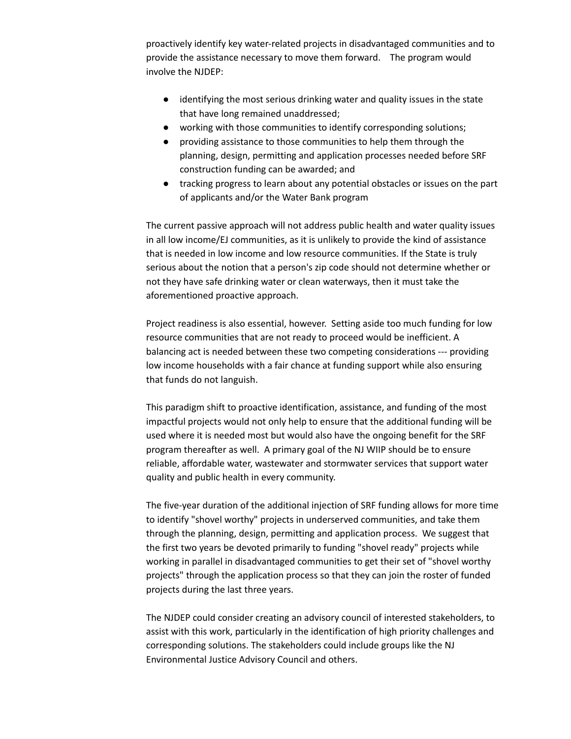proactively identify key water-related projects in disadvantaged communities and to provide the assistance necessary to move them forward. The program would involve the NJDEP:

- identifying the most serious drinking water and quality issues in the state that have long remained unaddressed;
- working with those communities to identify corresponding solutions;
- providing assistance to those communities to help them through the planning, design, permitting and application processes needed before SRF construction funding can be awarded; and
- tracking progress to learn about any potential obstacles or issues on the part of applicants and/or the Water Bank program

The current passive approach will not address public health and water quality issues in all low income/EJ communities, as it is unlikely to provide the kind of assistance that is needed in low income and low resource communities. If the State is truly serious about the notion that a person's zip code should not determine whether or not they have safe drinking water or clean waterways, then it must take the aforementioned proactive approach.

Project readiness is also essential, however. Setting aside too much funding for low resource communities that are not ready to proceed would be inefficient. A balancing act is needed between these two competing considerations --- providing low income households with a fair chance at funding support while also ensuring that funds do not languish.

This paradigm shift to proactive identification, assistance, and funding of the most impactful projects would not only help to ensure that the additional funding will be used where it is needed most but would also have the ongoing benefit for the SRF program thereafter as well. A primary goal of the NJ WIIP should be to ensure reliable, affordable water, wastewater and stormwater services that support water quality and public health in every community.

The five-year duration of the additional injection of SRF funding allows for more time to identify "shovel worthy" projects in underserved communities, and take them through the planning, design, permitting and application process. We suggest that the first two years be devoted primarily to funding "shovel ready" projects while working in parallel in disadvantaged communities to get their set of "shovel worthy projects" through the application process so that they can join the roster of funded projects during the last three years.

The NJDEP could consider creating an advisory council of interested stakeholders, to assist with this work, particularly in the identification of high priority challenges and corresponding solutions. The stakeholders could include groups like the NJ Environmental Justice Advisory Council and others.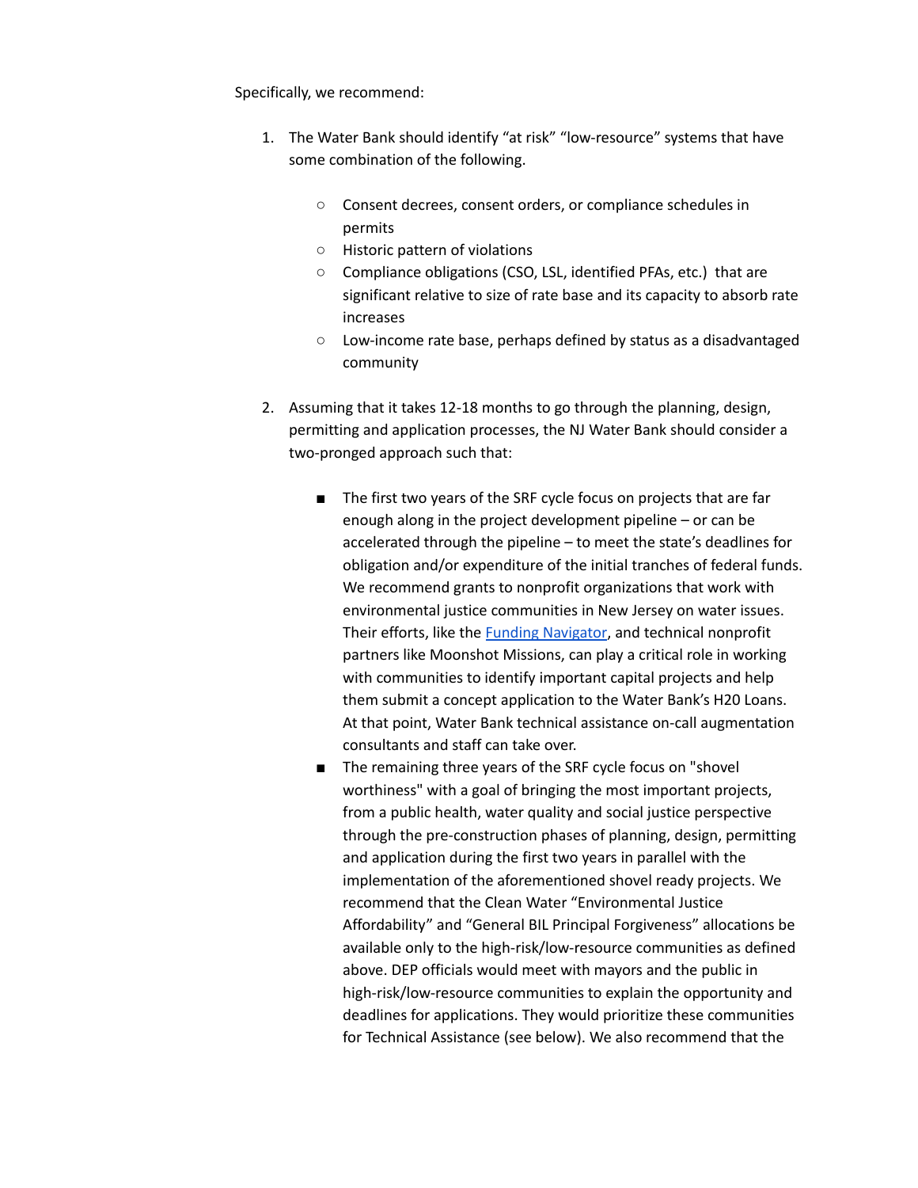Specifically, we recommend:

1. The Water Bank should identify "at risk" "low-resource" systems that have some combination of the following.

    - Consent decrees, consent orders, or compliance schedules in permits
    - Historic pattern of violations
    - Compliance obligations (CSO, LSL, identified PFAs, etc.) that are significant relative to size of rate base and its capacity to absorb rate increases
    - Low-income rate base, perhaps defined by status as a disadvantaged community

2. Assuming that it takes 12-18 months to go through the planning, design, permitting and application processes, the NJ Water Bank should consider a two-pronged approach such that:

    - The first two years of the SRF cycle focus on projects that are far enough along in the project development pipeline – or can be accelerated through the pipeline – to meet the state's deadlines for obligation and/or expenditure of the initial tranches of federal funds. We recommend grants to nonprofit organizations that work with environmental justice communities in New Jersey on water issues. Their efforts, like the [Funding Navigator](), and technical nonprofit partners like Moonshot Missions, can play a critical role in working with communities to identify important capital projects and help them submit a concept application to the Water Bank's H20 Loans. At that point, Water Bank technical assistance on-call augmentation consultants and staff can take over.
    - The remaining three years of the SRF cycle focus on "shovel worthiness" with a goal of bringing the most important projects, from a public health, water quality and social justice perspective through the pre-construction phases of planning, design, permitting and application during the first two years in parallel with the implementation of the aforementioned shovel ready projects. We recommend that the Clean Water "Environmental Justice Affordability" and "General BIL Principal Forgiveness" allocations be available only to the high-risk/low-resource communities as defined above. DEP officials would meet with mayors and the public in high-risk/low-resource communities to explain the opportunity and deadlines for applications. They would prioritize these communities for Technical Assistance (see below). We also recommend that the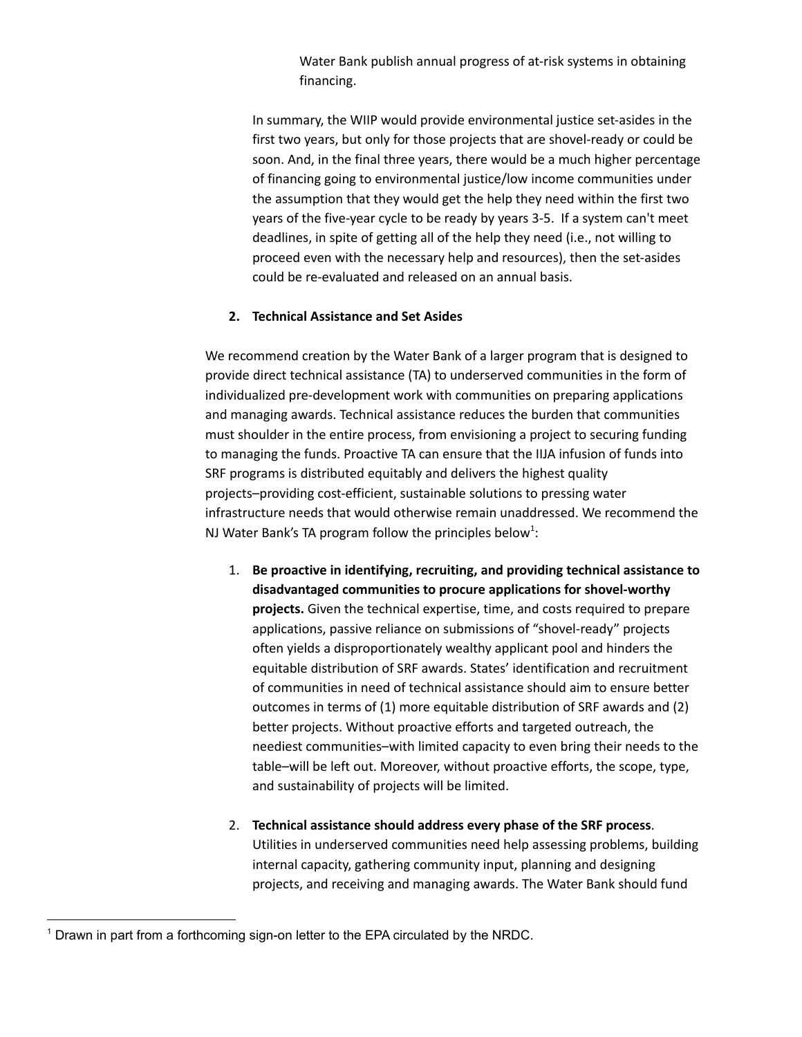Water Bank publish annual progress of at-risk systems in obtaining financing.

In summary, the WIIP would provide environmental justice set-asides in the first two years, but only for those projects that are shovel-ready or could be soon. And, in the final three years, there would be a much higher percentage of financing going to environmental justice/low income communities under the assumption that they would get the help they need within the first two years of the five-year cycle to be ready by years 3-5. If a system can't meet deadlines, in spite of getting all of the help they need (i.e., not willing to proceed even with the necessary help and resources), then the set-asides could be re-evaluated and released on an annual basis.

**2. Technical Assistance and Set Asides**

We recommend creation by the Water Bank of a larger program that is designed to provide direct technical assistance (TA) to underserved communities in the form of individualized pre-development work with communities on preparing applications and managing awards. Technical assistance reduces the burden that communities must shoulder in the entire process, from envisioning a project to securing funding to managing the funds. Proactive TA can ensure that the IIJA infusion of funds into SRF programs is distributed equitably and delivers the highest quality projects–providing cost-efficient, sustainable solutions to pressing water infrastructure needs that would otherwise remain unaddressed. We recommend the NJ Water Bank's TA program follow the principles below[1]:

1. **Be proactive in identifying, recruiting, and providing technical assistance to disadvantaged communities to procure applications for shovel-worthy projects.** Given the technical expertise, time, and costs required to prepare applications, passive reliance on submissions of "shovel-ready" projects often yields a disproportionately wealthy applicant pool and hinders the equitable distribution of SRF awards. States' identification and recruitment of communities in need of technical assistance should aim to ensure better outcomes in terms of (1) more equitable distribution of SRF awards and (2) better projects. Without proactive efforts and targeted outreach, the neediest communities–with limited capacity to even bring their needs to the table–will be left out. Moreover, without proactive efforts, the scope, type, and sustainability of projects will be limited.

2. **Technical assistance should address every phase of the SRF process**. Utilities in underserved communities need help assessing problems, building internal capacity, gathering community input, planning and designing projects, and receiving and managing awards. The Water Bank should fund

[1] Drawn in part from a forthcoming sign-on letter to the EPA circulated by the NRDC.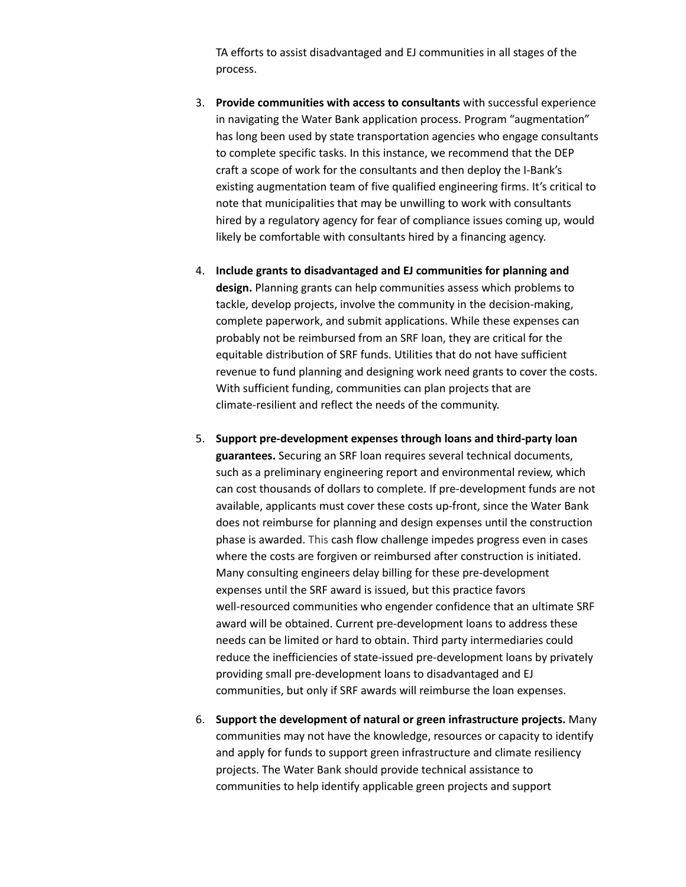TA efforts to assist disadvantaged and EJ communities in all stages of the process.

3. **Provide communities with access to consultants** with successful experience in navigating the Water Bank application process. Program "augmentation" has long been used by state transportation agencies who engage consultants to complete specific tasks. In this instance, we recommend that the DEP craft a scope of work for the consultants and then deploy the I-Bank's existing augmentation team of five qualified engineering firms. It's critical to note that municipalities that may be unwilling to work with consultants hired by a regulatory agency for fear of compliance issues coming up, would likely be comfortable with consultants hired by a financing agency.

4. **Include grants to disadvantaged and EJ communities for planning and design.** Planning grants can help communities assess which problems to tackle, develop projects, involve the community in the decision-making, complete paperwork, and submit applications. While these expenses can probably not be reimbursed from an SRF loan, they are critical for the equitable distribution of SRF funds. Utilities that do not have sufficient revenue to fund planning and designing work need grants to cover the costs. With sufficient funding, communities can plan projects that are climate-resilient and reflect the needs of the community.

5. **Support pre-development expenses through loans and third-party loan guarantees.** Securing an SRF loan requires several technical documents, such as a preliminary engineering report and environmental review, which can cost thousands of dollars to complete. If pre-development funds are not available, applicants must cover these costs up-front, since the Water Bank does not reimburse for planning and design expenses until the construction phase is awarded. This cash flow challenge impedes progress even in cases where the costs are forgiven or reimbursed after construction is initiated. Many consulting engineers delay billing for these pre-development expenses until the SRF award is issued, but this practice favors well-resourced communities who engender confidence that an ultimate SRF award will be obtained. Current pre-development loans to address these needs can be limited or hard to obtain. Third party intermediaries could reduce the inefficiencies of state-issued pre-development loans by privately providing small pre-development loans to disadvantaged and EJ communities, but only if SRF awards will reimburse the loan expenses.

6. **Support the development of natural or green infrastructure projects.** Many communities may not have the knowledge, resources or capacity to identify and apply for funds to support green infrastructure and climate resiliency projects. The Water Bank should provide technical assistance to communities to help identify applicable green projects and support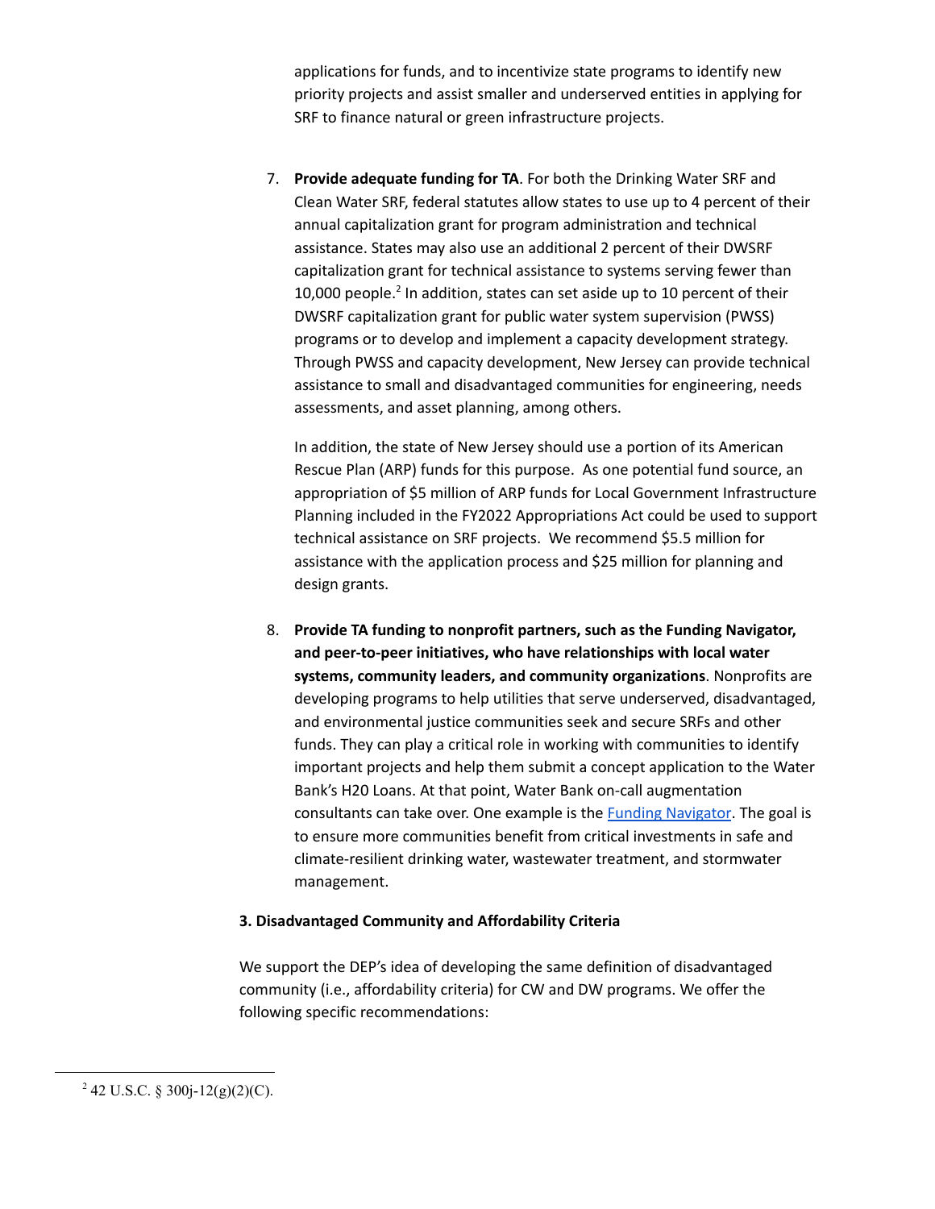applications for funds, and to incentivize state programs to identify new priority projects and assist smaller and underserved entities in applying for SRF to finance natural or green infrastructure projects.

7. **Provide adequate funding for TA**. For both the Drinking Water SRF and Clean Water SRF, federal statutes allow states to use up to 4 percent of their annual capitalization grant for program administration and technical assistance. States may also use an additional 2 percent of their DWSRF capitalization grant for technical assistance to systems serving fewer than 10,000 people.[2] In addition, states can set aside up to 10 percent of their DWSRF capitalization grant for public water system supervision (PWSS) programs or to develop and implement a capacity development strategy. Through PWSS and capacity development, New Jersey can provide technical assistance to small and disadvantaged communities for engineering, needs assessments, and asset planning, among others.

   In addition, the state of New Jersey should use a portion of its American Rescue Plan (ARP) funds for this purpose. As one potential fund source, an appropriation of $5 million of ARP funds for Local Government Infrastructure Planning included in the FY2022 Appropriations Act could be used to support technical assistance on SRF projects. We recommend $5.5 million for assistance with the application process and $25 million for planning and design grants.

8. **Provide TA funding to nonprofit partners, such as the Funding Navigator, and peer-to-peer initiatives, who have relationships with local water systems, community leaders, and community organizations**. Nonprofits are developing programs to help utilities that serve underserved, disadvantaged, and environmental justice communities seek and secure SRFs and other funds. They can play a critical role in working with communities to identify important projects and help them submit a concept application to the Water Bank's H20 Loans. At that point, Water Bank on-call augmentation consultants can take over. One example is the Funding Navigator. The goal is to ensure more communities benefit from critical investments in safe and climate-resilient drinking water, wastewater treatment, and stormwater management.

**3. Disadvantaged Community and Affordability Criteria**

We support the DEP's idea of developing the same definition of disadvantaged community (i.e., affordability criteria) for CW and DW programs. We offer the following specific recommendations:

---

[2] 42 U.S.C. § 300j-12(g)(2)(C).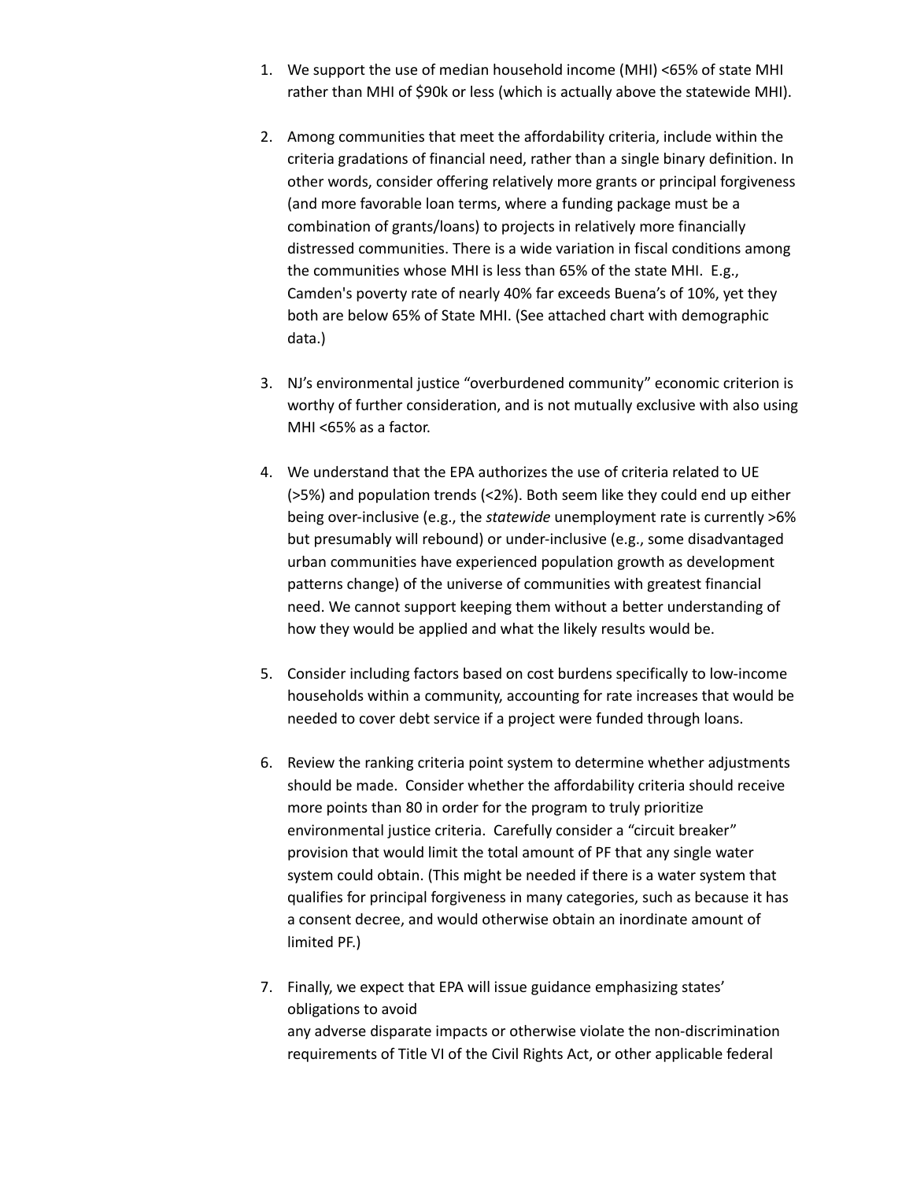1. We support the use of median household income (MHI) <65% of state MHI rather than MHI of $90k or less (which is actually above the statewide MHI).

2. Among communities that meet the affordability criteria, include within the criteria gradations of financial need, rather than a single binary definition. In other words, consider offering relatively more grants or principal forgiveness (and more favorable loan terms, where a funding package must be a combination of grants/loans) to projects in relatively more financially distressed communities. There is a wide variation in fiscal conditions among the communities whose MHI is less than 65% of the state MHI. E.g., Camden's poverty rate of nearly 40% far exceeds Buena's of 10%, yet they both are below 65% of State MHI. (See attached chart with demographic data.)

3. NJ's environmental justice "overburdened community" economic criterion is worthy of further consideration, and is not mutually exclusive with also using MHI <65% as a factor.

4. We understand that the EPA authorizes the use of criteria related to UE (>5%) and population trends (<2%). Both seem like they could end up either being over-inclusive (e.g., the *statewide* unemployment rate is currently >6% but presumably will rebound) or under-inclusive (e.g., some disadvantaged urban communities have experienced population growth as development patterns change) of the universe of communities with greatest financial need. We cannot support keeping them without a better understanding of how they would be applied and what the likely results would be.

5. Consider including factors based on cost burdens specifically to low-income households within a community, accounting for rate increases that would be needed to cover debt service if a project were funded through loans.

6. Review the ranking criteria point system to determine whether adjustments should be made. Consider whether the affordability criteria should receive more points than 80 in order for the program to truly prioritize environmental justice criteria. Carefully consider a "circuit breaker" provision that would limit the total amount of PF that any single water system could obtain. (This might be needed if there is a water system that qualifies for principal forgiveness in many categories, such as because it has a consent decree, and would otherwise obtain an inordinate amount of limited PF.)

7. Finally, we expect that EPA will issue guidance emphasizing states' obligations to avoid
any adverse disparate impacts or otherwise violate the non-discrimination requirements of Title VI of the Civil Rights Act, or other applicable federal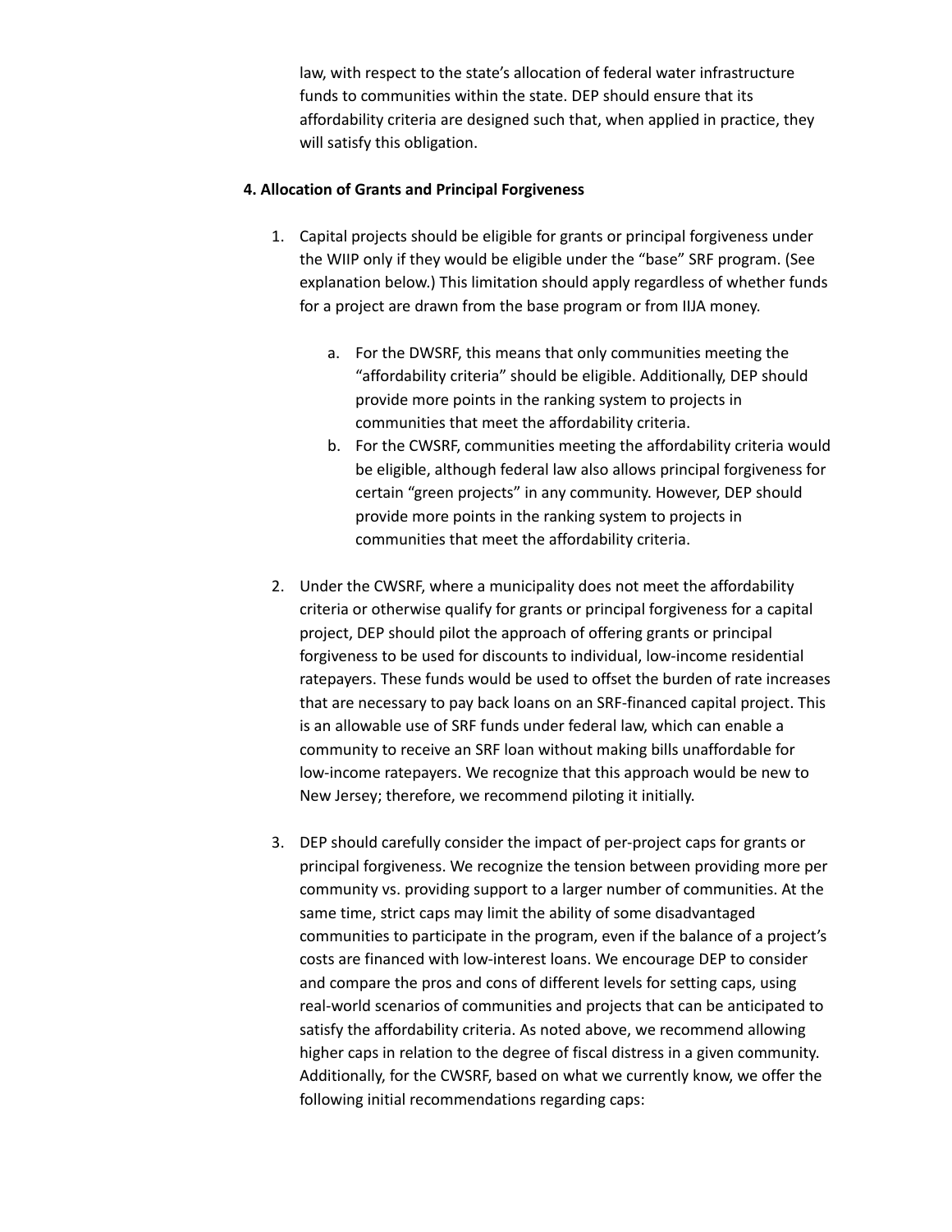law, with respect to the state's allocation of federal water infrastructure funds to communities within the state. DEP should ensure that its affordability criteria are designed such that, when applied in practice, they will satisfy this obligation.

**4. Allocation of Grants and Principal Forgiveness**

1. Capital projects should be eligible for grants or principal forgiveness under the WIIP only if they would be eligible under the "base" SRF program. (See explanation below.) This limitation should apply regardless of whether funds for a project are drawn from the base program or from IIJA money.

    a. For the DWSRF, this means that only communities meeting the "affordability criteria" should be eligible. Additionally, DEP should provide more points in the ranking system to projects in communities that meet the affordability criteria.

    b. For the CWSRF, communities meeting the affordability criteria would be eligible, although federal law also allows principal forgiveness for certain "green projects" in any community. However, DEP should provide more points in the ranking system to projects in communities that meet the affordability criteria.

2. Under the CWSRF, where a municipality does not meet the affordability criteria or otherwise qualify for grants or principal forgiveness for a capital project, DEP should pilot the approach of offering grants or principal forgiveness to be used for discounts to individual, low-income residential ratepayers. These funds would be used to offset the burden of rate increases that are necessary to pay back loans on an SRF-financed capital project. This is an allowable use of SRF funds under federal law, which can enable a community to receive an SRF loan without making bills unaffordable for low-income ratepayers. We recognize that this approach would be new to New Jersey; therefore, we recommend piloting it initially.

3. DEP should carefully consider the impact of per-project caps for grants or principal forgiveness. We recognize the tension between providing more per community vs. providing support to a larger number of communities. At the same time, strict caps may limit the ability of some disadvantaged communities to participate in the program, even if the balance of a project's costs are financed with low-interest loans. We encourage DEP to consider and compare the pros and cons of different levels for setting caps, using real-world scenarios of communities and projects that can be anticipated to satisfy the affordability criteria. As noted above, we recommend allowing higher caps in relation to the degree of fiscal distress in a given community. Additionally, for the CWSRF, based on what we currently know, we offer the following initial recommendations regarding caps: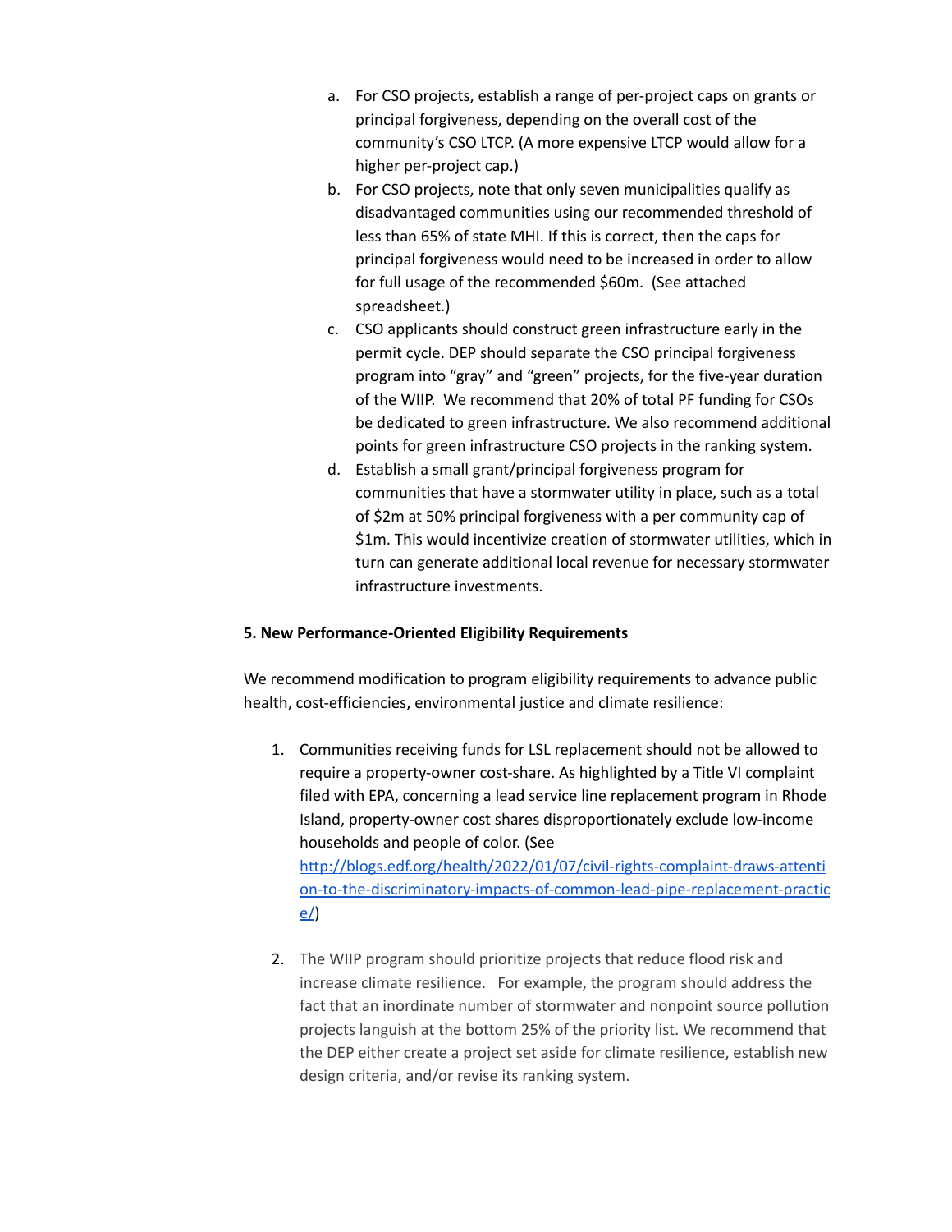a. For CSO projects, establish a range of per-project caps on grants or principal forgiveness, depending on the overall cost of the community's CSO LTCP. (A more expensive LTCP would allow for a higher per-project cap.)

b. For CSO projects, note that only seven municipalities qualify as disadvantaged communities using our recommended threshold of less than 65% of state MHI. If this is correct, then the caps for principal forgiveness would need to be increased in order to allow for full usage of the recommended $60m. (See attached spreadsheet.)

c. CSO applicants should construct green infrastructure early in the permit cycle. DEP should separate the CSO principal forgiveness program into "gray" and "green" projects, for the five-year duration of the WIIP. We recommend that 20% of total PF funding for CSOs be dedicated to green infrastructure. We also recommend additional points for green infrastructure CSO projects in the ranking system.

d. Establish a small grant/principal forgiveness program for communities that have a stormwater utility in place, such as a total of $2m at 50% principal forgiveness with a per community cap of $1m. This would incentivize creation of stormwater utilities, which in turn can generate additional local revenue for necessary stormwater infrastructure investments.

**5. New Performance-Oriented Eligibility Requirements**

We recommend modification to program eligibility requirements to advance public health, cost-efficiencies, environmental justice and climate resilience:

1. Communities receiving funds for LSL replacement should not be allowed to require a property-owner cost-share. As highlighted by a Title VI complaint filed with EPA, concerning a lead service line replacement program in Rhode Island, property-owner cost shares disproportionately exclude low-income households and people of color. (See [http://blogs.edf.org/health/2022/01/07/civil-rights-complaint-draws-attention-to-the-discriminatory-impacts-of-common-lead-pipe-replacement-practice/](http://blogs.edf.org/health/2022/01/07/civil-rights-complaint-draws-attention-to-the-discriminatory-impacts-of-common-lead-pipe-replacement-practice/))

2. The WIIP program should prioritize projects that reduce flood risk and increase climate resilience. For example, the program should address the fact that an inordinate number of stormwater and nonpoint source pollution projects languish at the bottom 25% of the priority list. We recommend that the DEP either create a project set aside for climate resilience, establish new design criteria, and/or revise its ranking system.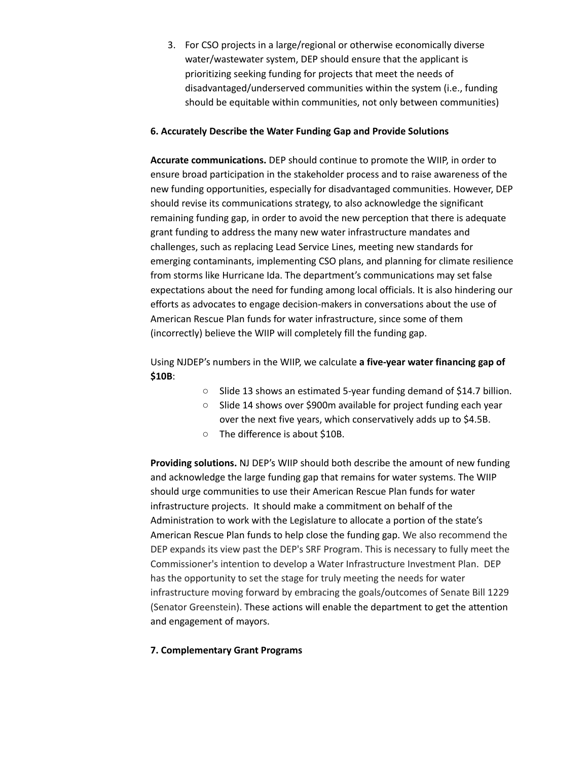3. For CSO projects in a large/regional or otherwise economically diverse water/wastewater system, DEP should ensure that the applicant is prioritizing seeking funding for projects that meet the needs of disadvantaged/underserved communities within the system (i.e., funding should be equitable within communities, not only between communities)

**6. Accurately Describe the Water Funding Gap and Provide Solutions**

**Accurate communications.** DEP should continue to promote the WIIP, in order to ensure broad participation in the stakeholder process and to raise awareness of the new funding opportunities, especially for disadvantaged communities. However, DEP should revise its communications strategy, to also acknowledge the significant remaining funding gap, in order to avoid the new perception that there is adequate grant funding to address the many new water infrastructure mandates and challenges, such as replacing Lead Service Lines, meeting new standards for emerging contaminants, implementing CSO plans, and planning for climate resilience from storms like Hurricane Ida. The department's communications may set false expectations about the need for funding among local officials. It is also hindering our efforts as advocates to engage decision-makers in conversations about the use of American Rescue Plan funds for water infrastructure, since some of them (incorrectly) believe the WIIP will completely fill the funding gap.

Using NJDEP's numbers in the WIIP, we calculate **a five-year water financing gap of $10B**:

- Slide 13 shows an estimated 5-year funding demand of $14.7 billion.
- Slide 14 shows over $900m available for project funding each year over the next five years, which conservatively adds up to $4.5B.
- The difference is about $10B.

**Providing solutions.** NJ DEP's WIIP should both describe the amount of new funding and acknowledge the large funding gap that remains for water systems. The WIIP should urge communities to use their American Rescue Plan funds for water infrastructure projects. It should make a commitment on behalf of the Administration to work with the Legislature to allocate a portion of the state's American Rescue Plan funds to help close the funding gap. We also recommend the DEP expands its view past the DEP's SRF Program. This is necessary to fully meet the Commissioner's intention to develop a Water Infrastructure Investment Plan. DEP has the opportunity to set the stage for truly meeting the needs for water infrastructure moving forward by embracing the goals/outcomes of Senate Bill 1229 (Senator Greenstein). These actions will enable the department to get the attention and engagement of mayors.

**7. Complementary Grant Programs**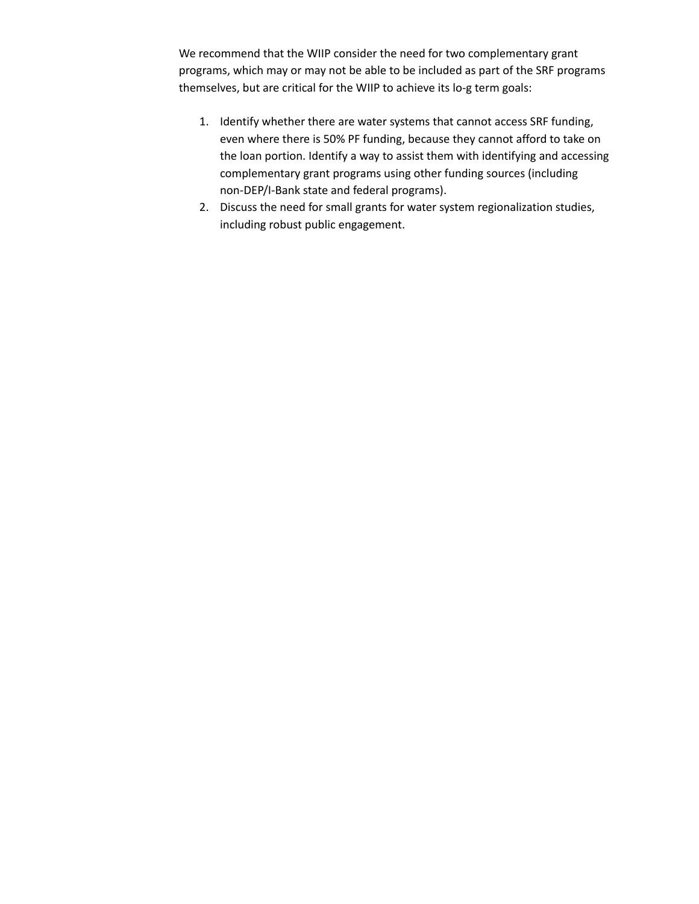We recommend that the WIIP consider the need for two complementary grant programs, which may or may not be able to be included as part of the SRF programs themselves, but are critical for the WIIP to achieve its lo-g term goals:

1. Identify whether there are water systems that cannot access SRF funding, even where there is 50% PF funding, because they cannot afford to take on the loan portion. Identify a way to assist them with identifying and accessing complementary grant programs using other funding sources (including non-DEP/I-Bank state and federal programs).
2. Discuss the need for small grants for water system regionalization studies, including robust public engagement.